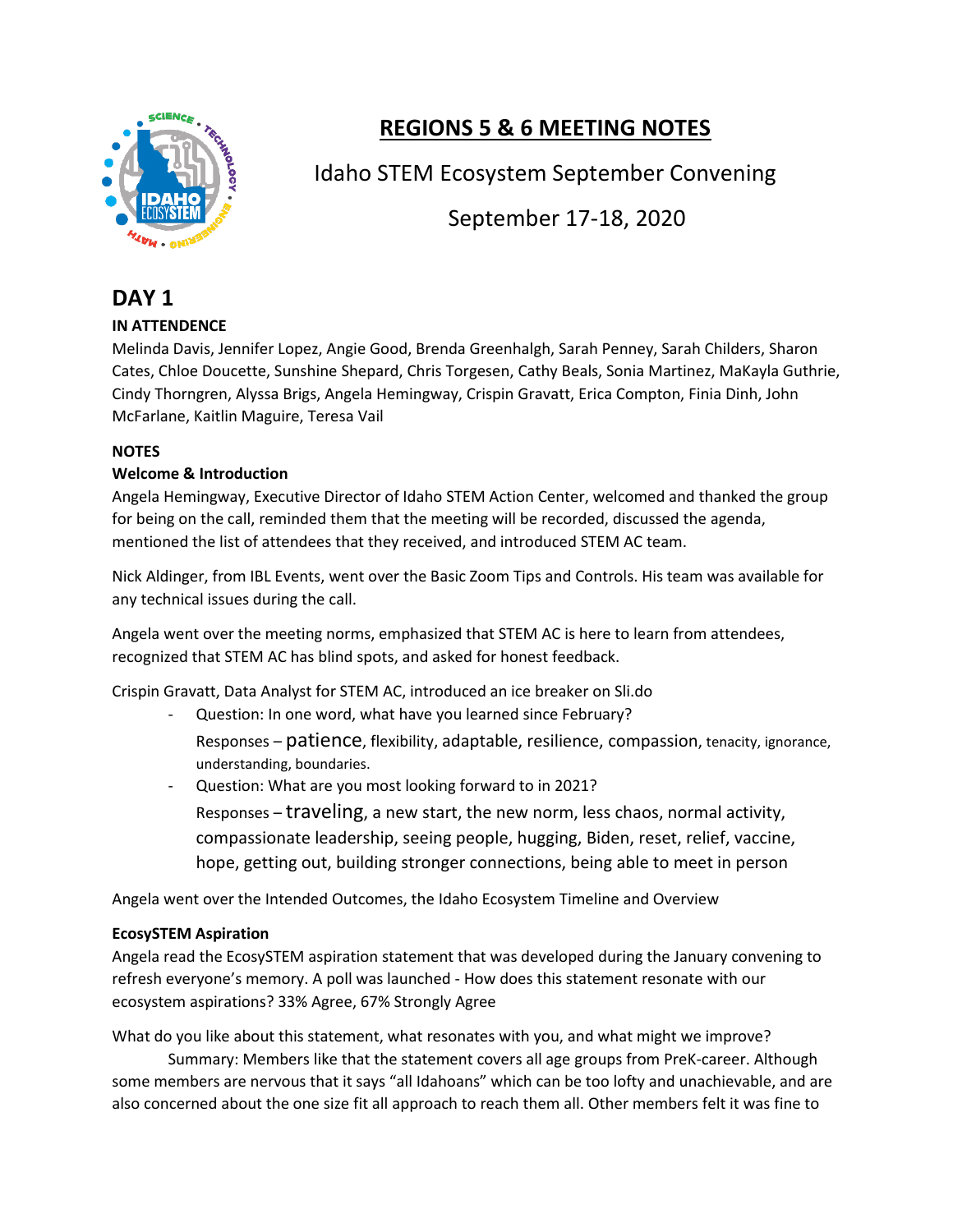# REGIONS 5 & 6 MEETING NOTES

## Idaho STEM Ecosystem September Convening

## September 17-18, 2020

## DAY 1

**IN ATTENDENCE**

Melinda Davis, Jennifer Lopez, Angie Good, Brenda Greenhalgh, Sarah Penney, Sarah Childers, Sharon Cates, Chloe Doucette, Sunshine Shepard, Chris Torgesen, Cathy Beals, Sonia Martinez, MaKayla Guthrie, Cindy Thorngren, Alyssa Brigs, Angela Hemingway, Crispin Gravatt, Erica Compton, Finia Dinh, John McFarlane, Kaitlin Maguire, Teresa Vail

**NOTES**

**Welcome & Introduction**

Angela Hemingway, Executive Director of Idaho STEM Action Center, welcomed and thanked the group for being on the call, reminded them that the meeting will be recorded, discussed the agenda, mentioned the list of attendees that they received, and introduced STEM AC team.

Nick Aldinger, from IBL Events, went over the Basic Zoom Tips and Controls. His team was available for any technical issues during the call.

Angela went over the meeting norms, emphasized that STEM AC is here to learn from attendees, recognized that STEM AC has blind spots, and asked for honest feedback.

Crispin Gravatt, Data Analyst for STEM AC, introduced an ice breaker on Sli.do

- Question: In one word, what have you learned since February?
  Responses – patience, flexibility, adaptable, resilience, compassion, tenacity, ignorance, understanding, boundaries.
- Question: What are you most looking forward to in 2021?
  Responses – traveling, a new start, the new norm, less chaos, normal activity, compassionate leadership, seeing people, hugging, Biden, reset, relief, vaccine, hope, getting out, building stronger connections, being able to meet in person

Angela went over the Intended Outcomes, the Idaho Ecosystem Timeline and Overview

**EcosySTEM Aspiration**

Angela read the EcosySTEM aspiration statement that was developed during the January convening to refresh everyone's memory. A poll was launched - How does this statement resonate with our ecosystem aspirations? 33% Agree, 67% Strongly Agree

What do you like about this statement, what resonates with you, and what might we improve?

Summary: Members like that the statement covers all age groups from PreK-career. Although some members are nervous that it says "all Idahoans" which can be too lofty and unachievable, and are also concerned about the one size fit all approach to reach them all. Other members felt it was fine to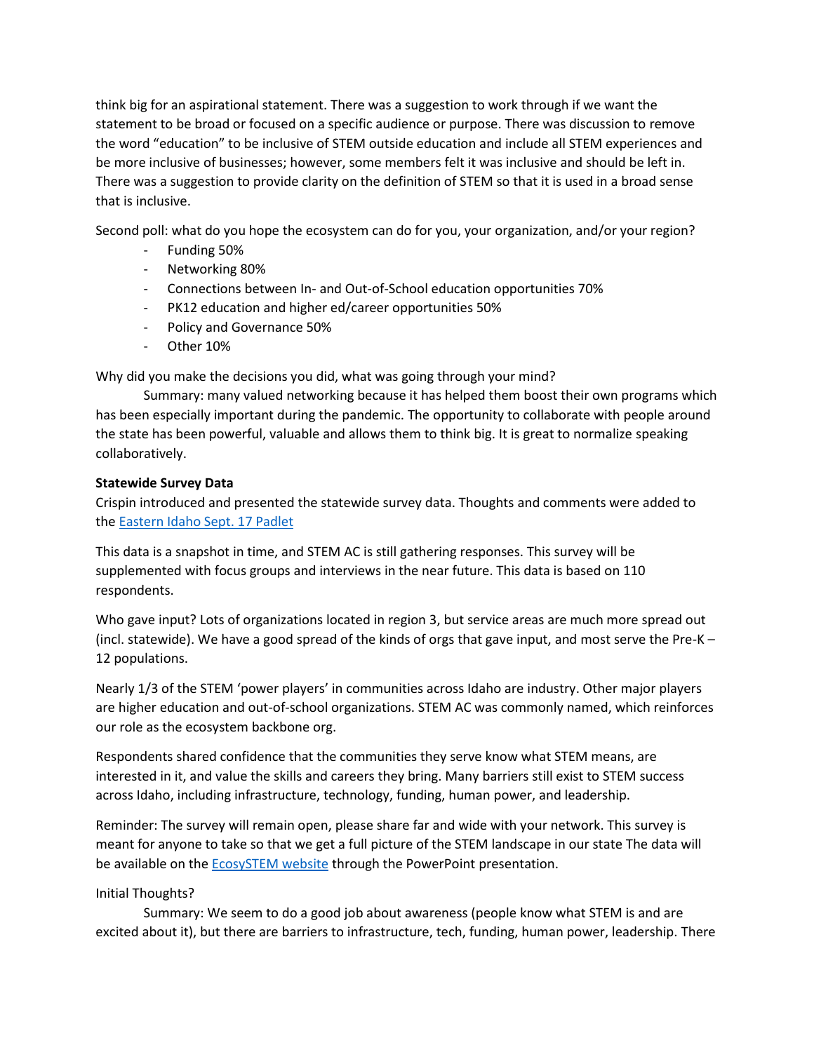think big for an aspirational statement. There was a suggestion to work through if we want the statement to be broad or focused on a specific audience or purpose. There was discussion to remove the word "education" to be inclusive of STEM outside education and include all STEM experiences and be more inclusive of businesses; however, some members felt it was inclusive and should be left in. There was a suggestion to provide clarity on the definition of STEM so that it is used in a broad sense that is inclusive.

Second poll: what do you hope the ecosystem can do for you, your organization, and/or your region?

- Funding 50%
- Networking 80%
- Connections between In- and Out-of-School education opportunities 70%
- PK12 education and higher ed/career opportunities 50%
- Policy and Governance 50%
- Other 10%

Why did you make the decisions you did, what was going through your mind?

Summary: many valued networking because it has helped them boost their own programs which has been especially important during the pandemic. The opportunity to collaborate with people around the state has been powerful, valuable and allows them to think big. It is great to normalize speaking collaboratively.

**Statewide Survey Data**

Crispin introduced and presented the statewide survey data. Thoughts and comments were added to the [Eastern Idaho Sept. 17 Padlet]

This data is a snapshot in time, and STEM AC is still gathering responses. This survey will be supplemented with focus groups and interviews in the near future. This data is based on 110 respondents.

Who gave input? Lots of organizations located in region 3, but service areas are much more spread out (incl. statewide). We have a good spread of the kinds of orgs that gave input, and most serve the Pre-K – 12 populations.

Nearly 1/3 of the STEM 'power players' in communities across Idaho are industry. Other major players are higher education and out-of-school organizations. STEM AC was commonly named, which reinforces our role as the ecosystem backbone org.

Respondents shared confidence that the communities they serve know what STEM means, are interested in it, and value the skills and careers they bring. Many barriers still exist to STEM success across Idaho, including infrastructure, technology, funding, human power, and leadership.

Reminder: The survey will remain open, please share far and wide with your network. This survey is meant for anyone to take so that we get a full picture of the STEM landscape in our state The data will be available on the [EcosySTEM website] through the PowerPoint presentation.

Initial Thoughts?

Summary: We seem to do a good job about awareness (people know what STEM is and are excited about it), but there are barriers to infrastructure, tech, funding, human power, leadership. There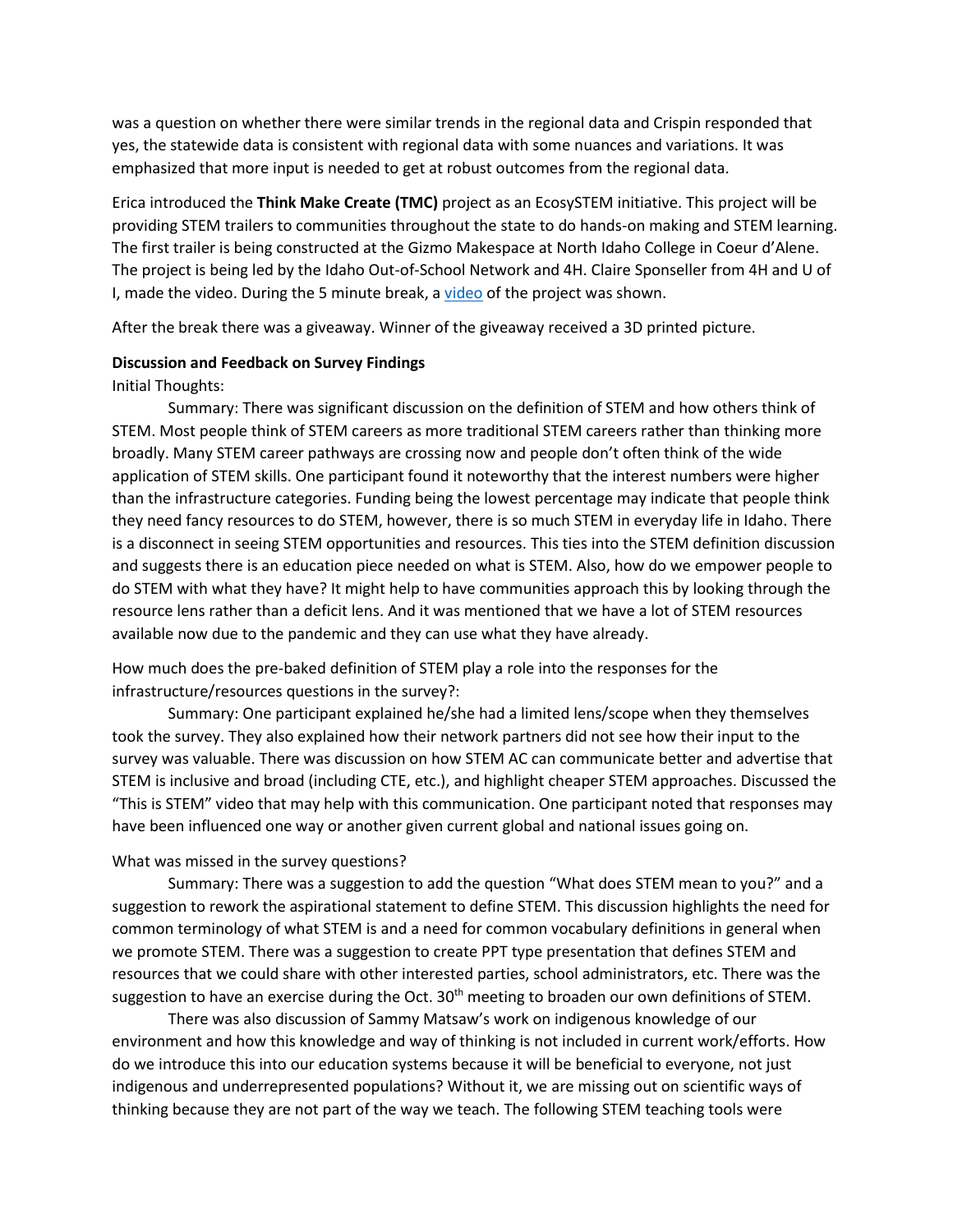was a question on whether there were similar trends in the regional data and Crispin responded that yes, the statewide data is consistent with regional data with some nuances and variations. It was emphasized that more input is needed to get at robust outcomes from the regional data.

Erica introduced the **Think Make Create (TMC)** project as an EcosySTEM initiative. This project will be providing STEM trailers to communities throughout the state to do hands-on making and STEM learning. The first trailer is being constructed at the Gizmo Makespace at North Idaho College in Coeur d'Alene. The project is being led by the Idaho Out-of-School Network and 4H. Claire Sponseller from 4H and U of I, made the video. During the 5 minute break, a video of the project was shown.

After the break there was a giveaway. Winner of the giveaway received a 3D printed picture.

**Discussion and Feedback on Survey Findings**

Initial Thoughts:

Summary: There was significant discussion on the definition of STEM and how others think of STEM. Most people think of STEM careers as more traditional STEM careers rather than thinking more broadly. Many STEM career pathways are crossing now and people don't often think of the wide application of STEM skills. One participant found it noteworthy that the interest numbers were higher than the infrastructure categories. Funding being the lowest percentage may indicate that people think they need fancy resources to do STEM, however, there is so much STEM in everyday life in Idaho. There is a disconnect in seeing STEM opportunities and resources. This ties into the STEM definition discussion and suggests there is an education piece needed on what is STEM. Also, how do we empower people to do STEM with what they have? It might help to have communities approach this by looking through the resource lens rather than a deficit lens. And it was mentioned that we have a lot of STEM resources available now due to the pandemic and they can use what they have already.

How much does the pre-baked definition of STEM play a role into the responses for the infrastructure/resources questions in the survey?:

Summary: One participant explained he/she had a limited lens/scope when they themselves took the survey. They also explained how their network partners did not see how their input to the survey was valuable. There was discussion on how STEM AC can communicate better and advertise that STEM is inclusive and broad (including CTE, etc.), and highlight cheaper STEM approaches. Discussed the "This is STEM" video that may help with this communication. One participant noted that responses may have been influenced one way or another given current global and national issues going on.

What was missed in the survey questions?

Summary: There was a suggestion to add the question "What does STEM mean to you?" and a suggestion to rework the aspirational statement to define STEM. This discussion highlights the need for common terminology of what STEM is and a need for common vocabulary definitions in general when we promote STEM. There was a suggestion to create PPT type presentation that defines STEM and resources that we could share with other interested parties, school administrators, etc. There was the suggestion to have an exercise during the Oct. 30th meeting to broaden our own definitions of STEM.

There was also discussion of Sammy Matsaw's work on indigenous knowledge of our environment and how this knowledge and way of thinking is not included in current work/efforts. How do we introduce this into our education systems because it will be beneficial to everyone, not just indigenous and underrepresented populations? Without it, we are missing out on scientific ways of thinking because they are not part of the way we teach. The following STEM teaching tools were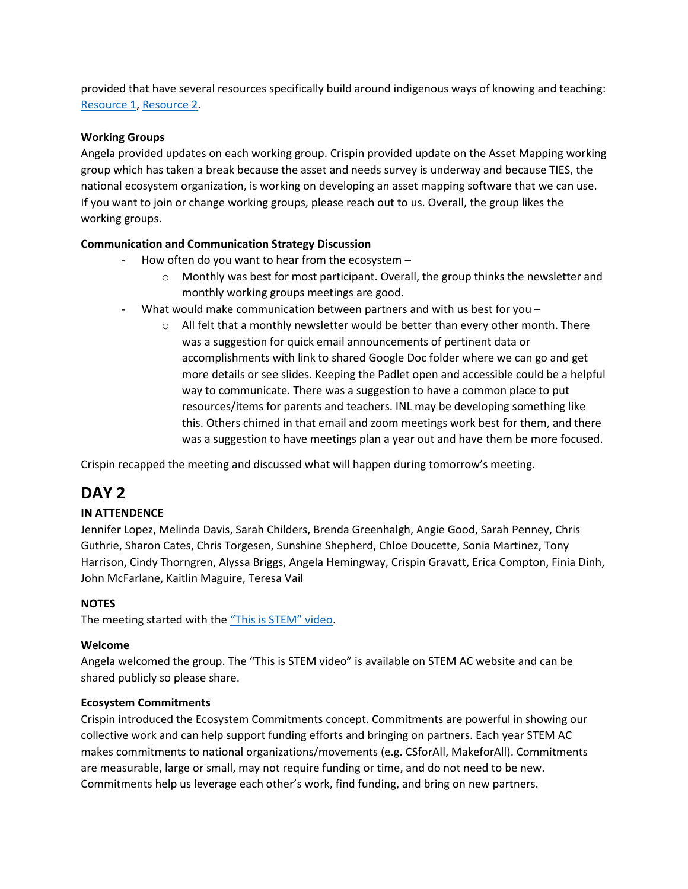provided that have several resources specifically build around indigenous ways of knowing and teaching: [Resource 1](), [Resource 2]().

**Working Groups**

Angela provided updates on each working group. Crispin provided update on the Asset Mapping working group which has taken a break because the asset and needs survey is underway and because TIES, the national ecosystem organization, is working on developing an asset mapping software that we can use. If you want to join or change working groups, please reach out to us. Overall, the group likes the working groups.

**Communication and Communication Strategy Discussion**

- How often do you want to hear from the ecosystem –
  - Monthly was best for most participant. Overall, the group thinks the newsletter and monthly working groups meetings are good.
- What would make communication between partners and with us best for you –
  - All felt that a monthly newsletter would be better than every other month. There was a suggestion for quick email announcements of pertinent data or accomplishments with link to shared Google Doc folder where we can go and get more details or see slides. Keeping the Padlet open and accessible could be a helpful way to communicate. There was a suggestion to have a common place to put resources/items for parents and teachers. INL may be developing something like this. Others chimed in that email and zoom meetings work best for them, and there was a suggestion to have meetings plan a year out and have them be more focused.

Crispin recapped the meeting and discussed what will happen during tomorrow's meeting.

# DAY 2

**IN ATTENDENCE**

Jennifer Lopez, Melinda Davis, Sarah Childers, Brenda Greenhalgh, Angie Good, Sarah Penney, Chris Guthrie, Sharon Cates, Chris Torgesen, Sunshine Shepherd, Chloe Doucette, Sonia Martinez, Tony Harrison, Cindy Thorngren, Alyssa Briggs, Angela Hemingway, Crispin Gravatt, Erica Compton, Finia Dinh, John McFarlane, Kaitlin Maguire, Teresa Vail

**NOTES**

The meeting started with the ["This is STEM" video]().

**Welcome**

Angela welcomed the group. The "This is STEM video" is available on STEM AC website and can be shared publicly so please share.

**Ecosystem Commitments**

Crispin introduced the Ecosystem Commitments concept. Commitments are powerful in showing our collective work and can help support funding efforts and bringing on partners. Each year STEM AC makes commitments to national organizations/movements (e.g. CSforAll, MakeforAll). Commitments are measurable, large or small, may not require funding or time, and do not need to be new. Commitments help us leverage each other's work, find funding, and bring on new partners.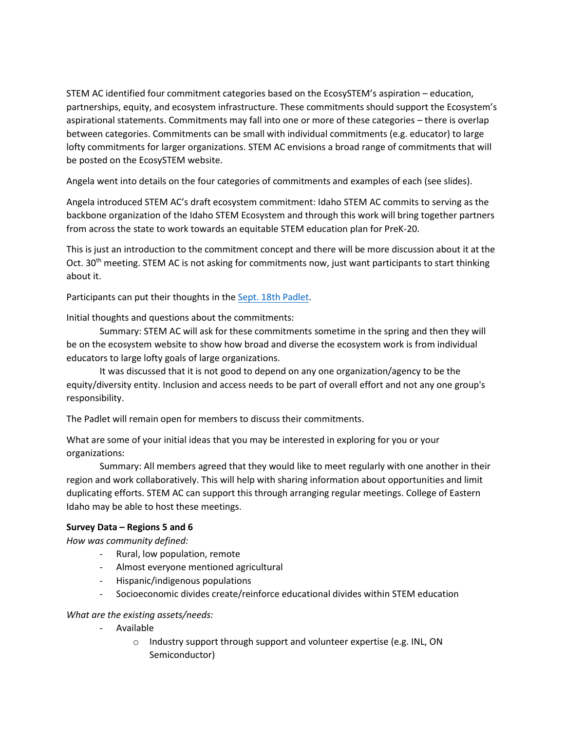STEM AC identified four commitment categories based on the EcosySTEM's aspiration – education, partnerships, equity, and ecosystem infrastructure. These commitments should support the Ecosystem's aspirational statements. Commitments may fall into one or more of these categories – there is overlap between categories. Commitments can be small with individual commitments (e.g. educator) to large lofty commitments for larger organizations. STEM AC envisions a broad range of commitments that will be posted on the EcosySTEM website.

Angela went into details on the four categories of commitments and examples of each (see slides).

Angela introduced STEM AC's draft ecosystem commitment: Idaho STEM AC commits to serving as the backbone organization of the Idaho STEM Ecosystem and through this work will bring together partners from across the state to work towards an equitable STEM education plan for PreK-20.

This is just an introduction to the commitment concept and there will be more discussion about it at the Oct. 30th meeting. STEM AC is not asking for commitments now, just want participants to start thinking about it.

Participants can put their thoughts in the [Sept. 18th Padlet](#).

Initial thoughts and questions about the commitments:

Summary: STEM AC will ask for these commitments sometime in the spring and then they will be on the ecosystem website to show how broad and diverse the ecosystem work is from individual educators to large lofty goals of large organizations.

It was discussed that it is not good to depend on any one organization/agency to be the equity/diversity entity. Inclusion and access needs to be part of overall effort and not any one group's responsibility.

The Padlet will remain open for members to discuss their commitments.

What are some of your initial ideas that you may be interested in exploring for you or your organizations:

Summary: All members agreed that they would like to meet regularly with one another in their region and work collaboratively. This will help with sharing information about opportunities and limit duplicating efforts. STEM AC can support this through arranging regular meetings. College of Eastern Idaho may be able to host these meetings.

**Survey Data – Regions 5 and 6**

*How was community defined:*

- Rural, low population, remote
- Almost everyone mentioned agricultural
- Hispanic/indigenous populations
- Socioeconomic divides create/reinforce educational divides within STEM education

*What are the existing assets/needs:*

- Available
  - Industry support through support and volunteer expertise (e.g. INL, ON Semiconductor)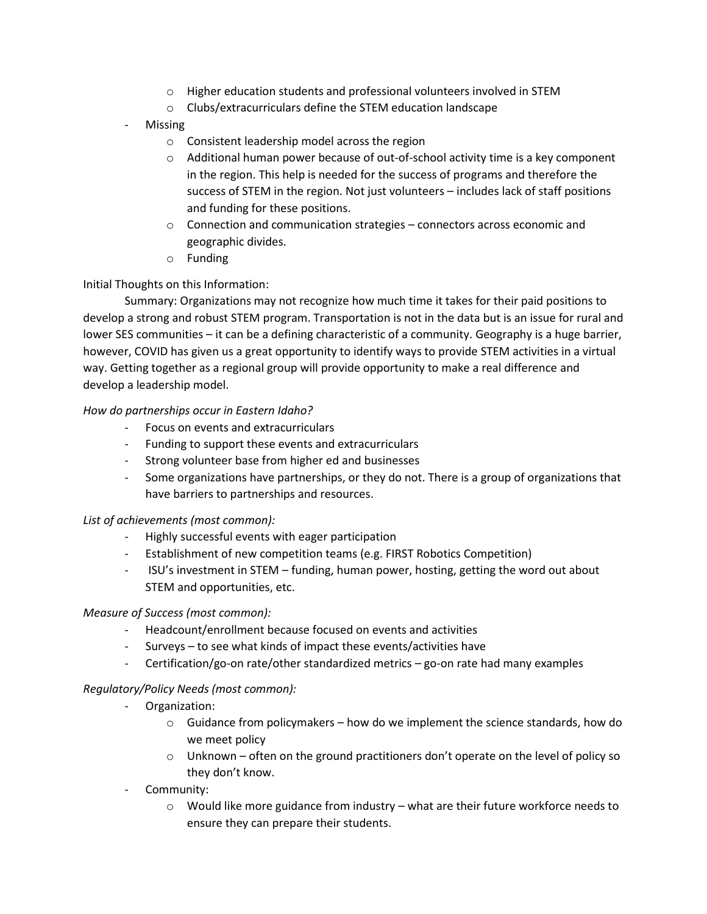- Higher education students and professional volunteers involved in STEM
    - Clubs/extracurriculars define the STEM education landscape
- Missing
    - Consistent leadership model across the region
    - Additional human power because of out-of-school activity time is a key component in the region. This help is needed for the success of programs and therefore the success of STEM in the region. Not just volunteers – includes lack of staff positions and funding for these positions.
    - Connection and communication strategies – connectors across economic and geographic divides.
    - Funding

Initial Thoughts on this Information:

Summary: Organizations may not recognize how much time it takes for their paid positions to develop a strong and robust STEM program. Transportation is not in the data but is an issue for rural and lower SES communities – it can be a defining characteristic of a community. Geography is a huge barrier, however, COVID has given us a great opportunity to identify ways to provide STEM activities in a virtual way. Getting together as a regional group will provide opportunity to make a real difference and develop a leadership model.

*How do partnerships occur in Eastern Idaho?*

- Focus on events and extracurriculars
- Funding to support these events and extracurriculars
- Strong volunteer base from higher ed and businesses
- Some organizations have partnerships, or they do not. There is a group of organizations that have barriers to partnerships and resources.

*List of achievements (most common):*

- Highly successful events with eager participation
- Establishment of new competition teams (e.g. FIRST Robotics Competition)
- ISU's investment in STEM – funding, human power, hosting, getting the word out about STEM and opportunities, etc.

*Measure of Success (most common):*

- Headcount/enrollment because focused on events and activities
- Surveys – to see what kinds of impact these events/activities have
- Certification/go-on rate/other standardized metrics – go-on rate had many examples

*Regulatory/Policy Needs (most common):*

- Organization:
    - Guidance from policymakers – how do we implement the science standards, how do we meet policy
    - Unknown – often on the ground practitioners don't operate on the level of policy so they don't know.
- Community:
    - Would like more guidance from industry – what are their future workforce needs to ensure they can prepare their students.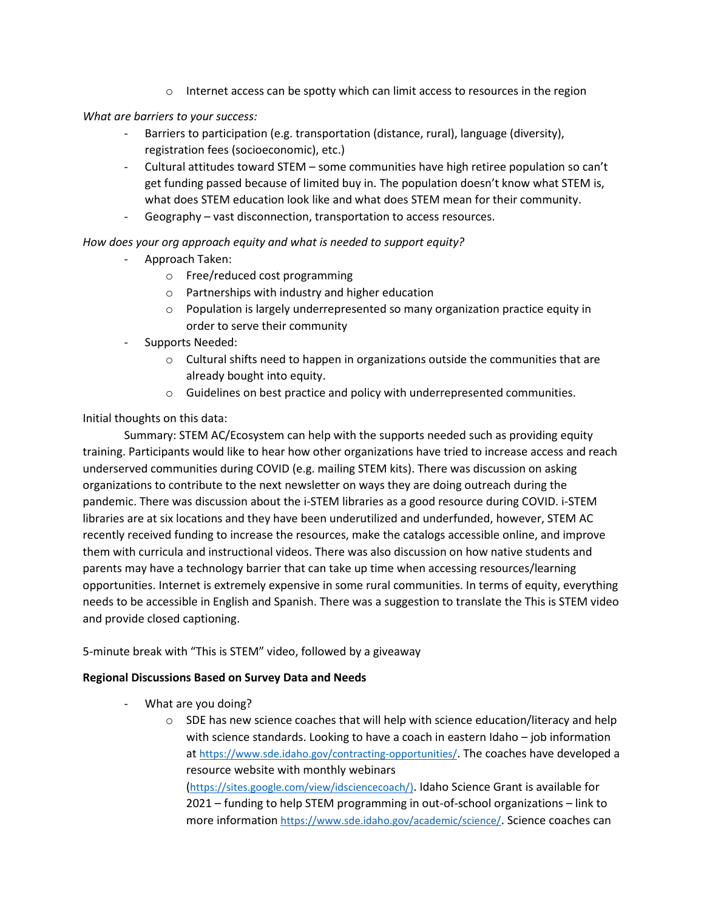- Internet access can be spotty which can limit access to resources in the region

*What are barriers to your success:*

- Barriers to participation (e.g. transportation (distance, rural), language (diversity), registration fees (socioeconomic), etc.)
- Cultural attitudes toward STEM – some communities have high retiree population so can't get funding passed because of limited buy in. The population doesn't know what STEM is, what does STEM education look like and what does STEM mean for their community.
- Geography – vast disconnection, transportation to access resources.

*How does your org approach equity and what is needed to support equity?*

- Approach Taken:
    - Free/reduced cost programming
    - Partnerships with industry and higher education
    - Population is largely underrepresented so many organization practice equity in order to serve their community
- Supports Needed:
    - Cultural shifts need to happen in organizations outside the communities that are already bought into equity.
    - Guidelines on best practice and policy with underrepresented communities.

Initial thoughts on this data:

Summary: STEM AC/Ecosystem can help with the supports needed such as providing equity training. Participants would like to hear how other organizations have tried to increase access and reach underserved communities during COVID (e.g. mailing STEM kits). There was discussion on asking organizations to contribute to the next newsletter on ways they are doing outreach during the pandemic. There was discussion about the i-STEM libraries as a good resource during COVID. i-STEM libraries are at six locations and they have been underutilized and underfunded, however, STEM AC recently received funding to increase the resources, make the catalogs accessible online, and improve them with curricula and instructional videos. There was also discussion on how native students and parents may have a technology barrier that can take up time when accessing resources/learning opportunities. Internet is extremely expensive in some rural communities. In terms of equity, everything needs to be accessible in English and Spanish. There was a suggestion to translate the This is STEM video and provide closed captioning.

5-minute break with "This is STEM" video, followed by a giveaway

**Regional Discussions Based on Survey Data and Needs**

- What are you doing?
    - SDE has new science coaches that will help with science education/literacy and help with science standards. Looking to have a coach in eastern Idaho – job information at https://www.sde.idaho.gov/contracting-opportunities/. The coaches have developed a resource website with monthly webinars (https://sites.google.com/view/idsciencecoach/). Idaho Science Grant is available for 2021 – funding to help STEM programming in out-of-school organizations – link to more information https://www.sde.idaho.gov/academic/science/. Science coaches can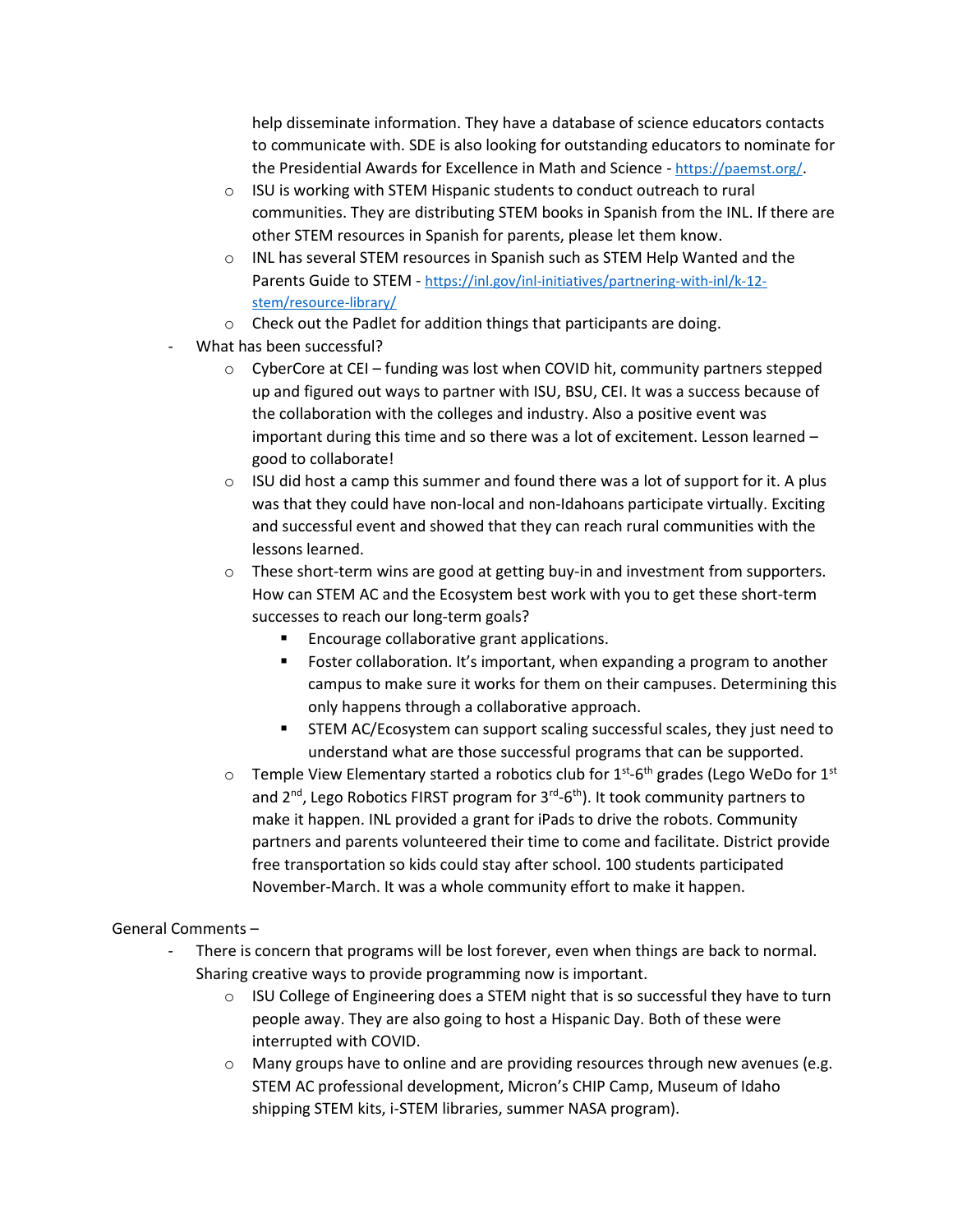help disseminate information. They have a database of science educators contacts to communicate with. SDE is also looking for outstanding educators to nominate for the Presidential Awards for Excellence in Math and Science - https://paemst.org/.
    - ISU is working with STEM Hispanic students to conduct outreach to rural communities. They are distributing STEM books in Spanish from the INL. If there are other STEM resources in Spanish for parents, please let them know.
    - INL has several STEM resources in Spanish such as STEM Help Wanted and the Parents Guide to STEM - https://inl.gov/inl-initiatives/partnering-with-inl/k-12-stem/resource-library/
    - Check out the Padlet for addition things that participants are doing.
- What has been successful?
    - CyberCore at CEI – funding was lost when COVID hit, community partners stepped up and figured out ways to partner with ISU, BSU, CEI. It was a success because of the collaboration with the colleges and industry. Also a positive event was important during this time and so there was a lot of excitement. Lesson learned – good to collaborate!
    - ISU did host a camp this summer and found there was a lot of support for it. A plus was that they could have non-local and non-Idahoans participate virtually. Exciting and successful event and showed that they can reach rural communities with the lessons learned.
    - These short-term wins are good at getting buy-in and investment from supporters. How can STEM AC and the Ecosystem best work with you to get these short-term successes to reach our long-term goals?
        - Encourage collaborative grant applications.
        - Foster collaboration. It's important, when expanding a program to another campus to make sure it works for them on their campuses. Determining this only happens through a collaborative approach.
        - STEM AC/Ecosystem can support scaling successful scales, they just need to understand what are those successful programs that can be supported.
    - Temple View Elementary started a robotics club for 1st-6th grades (Lego WeDo for 1st and 2nd, Lego Robotics FIRST program for 3rd-6th). It took community partners to make it happen. INL provided a grant for iPads to drive the robots. Community partners and parents volunteered their time to come and facilitate. District provide free transportation so kids could stay after school. 100 students participated November-March. It was a whole community effort to make it happen.

General Comments –

- There is concern that programs will be lost forever, even when things are back to normal. Sharing creative ways to provide programming now is important.
    - ISU College of Engineering does a STEM night that is so successful they have to turn people away. They are also going to host a Hispanic Day. Both of these were interrupted with COVID.
    - Many groups have to online and are providing resources through new avenues (e.g. STEM AC professional development, Micron's CHIP Camp, Museum of Idaho shipping STEM kits, i-STEM libraries, summer NASA program).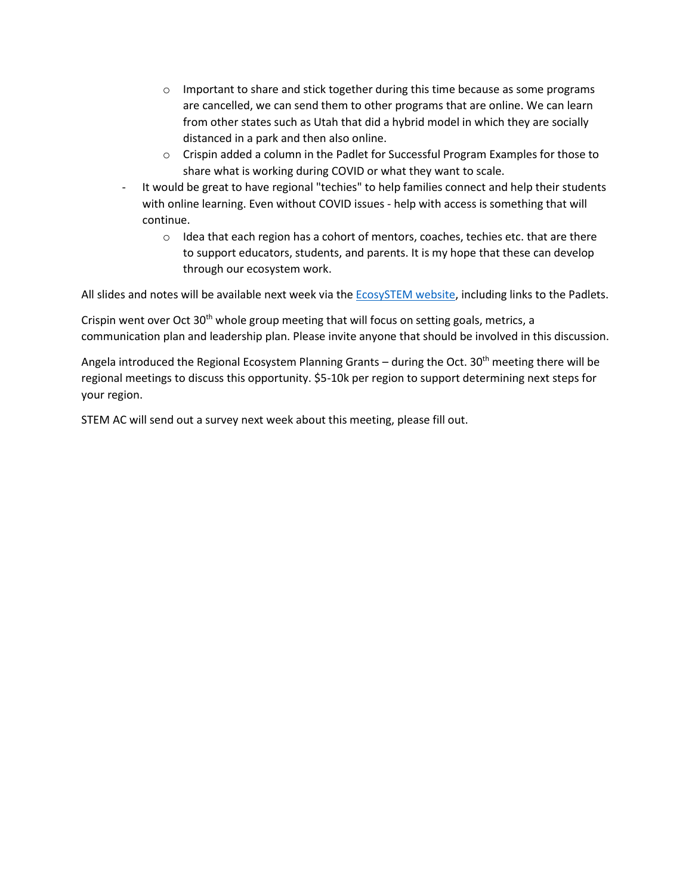- Important to share and stick together during this time because as some programs are cancelled, we can send them to other programs that are online. We can learn from other states such as Utah that did a hybrid model in which they are socially distanced in a park and then also online.
    - Crispin added a column in the Padlet for Successful Program Examples for those to share what is working during COVID or what they want to scale.
- It would be great to have regional "techies" to help families connect and help their students with online learning. Even without COVID issues - help with access is something that will continue.
    - Idea that each region has a cohort of mentors, coaches, techies etc. that are there to support educators, students, and parents. It is my hope that these can develop through our ecosystem work.

All slides and notes will be available next week via the [EcosySTEM website](), including links to the Padlets.

Crispin went over Oct 30th whole group meeting that will focus on setting goals, metrics, a communication plan and leadership plan. Please invite anyone that should be involved in this discussion.

Angela introduced the Regional Ecosystem Planning Grants – during the Oct. 30th meeting there will be regional meetings to discuss this opportunity. $5-10k per region to support determining next steps for your region.

STEM AC will send out a survey next week about this meeting, please fill out.